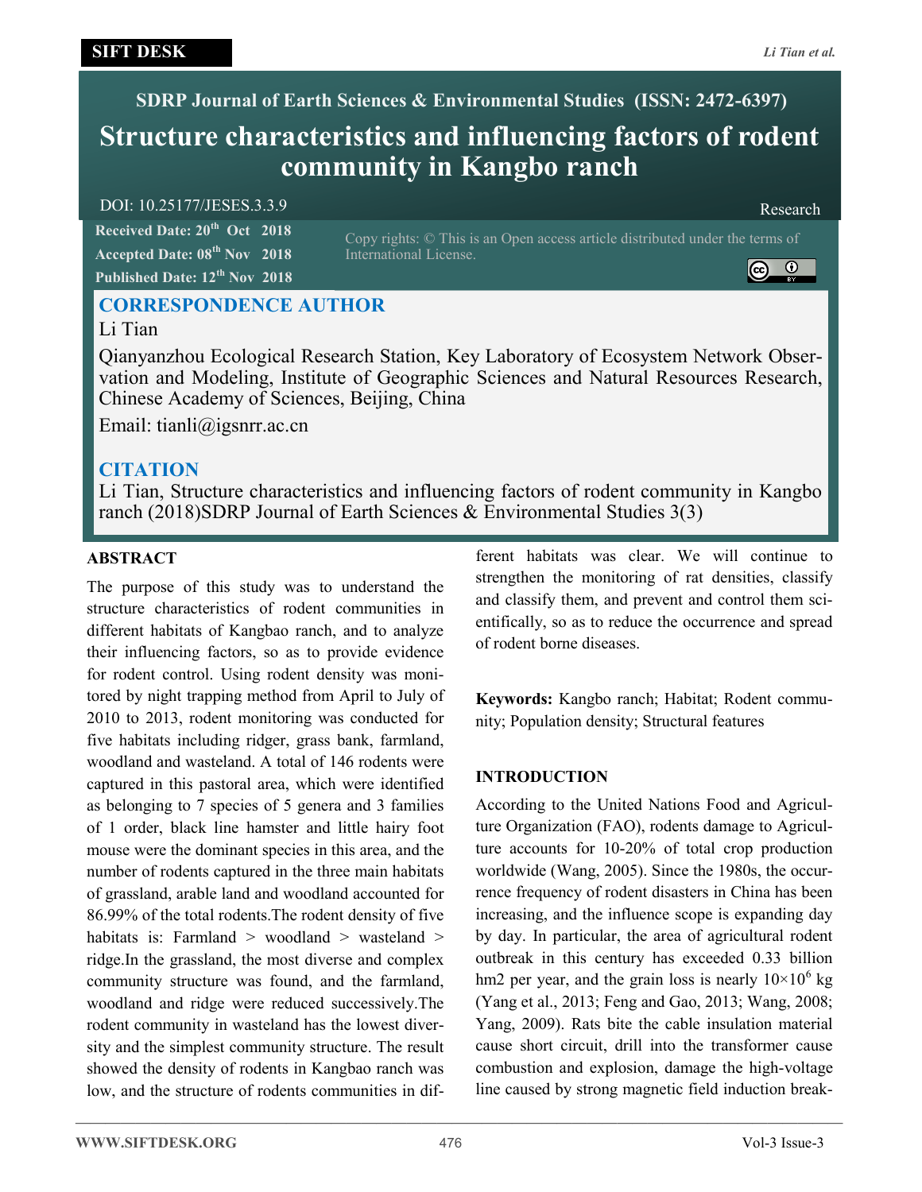SDRP Journal of Earth Sciences & Environmental Studies (ISSN: 2472-6397)

# Structure characteristics and influencing factors of rodent community in Kangbo ranch

DOI: 10.25177/JESES.3.3.9

Research

**Received Date: 20th Oct 2018**
**Accepted Date: 08th Nov 2018**
**Published Date: 12th Nov 2018**

Copy rights: © This is an Open access article distributed under the terms of International License.

## CORRESPONDENCE AUTHOR

Li Tian

Qianyanzhou Ecological Research Station, Key Laboratory of Ecosystem Network Observation and Modeling, Institute of Geographic Sciences and Natural Resources Research, Chinese Academy of Sciences, Beijing, China

Email: tianli@igsnrr.ac.cn

## CITATION

Li Tian, Structure characteristics and influencing factors of rodent community in Kangbo ranch (2018)SDRP Journal of Earth Sciences & Environmental Studies 3(3)

## ABSTRACT

The purpose of this study was to understand the structure characteristics of rodent communities in different habitats of Kangbao ranch, and to analyze their influencing factors, so as to provide evidence for rodent control. Using rodent density was monitored by night trapping method from April to July of 2010 to 2013, rodent monitoring was conducted for five habitats including ridger, grass bank, farmland, woodland and wasteland. A total of 146 rodents were captured in this pastoral area, which were identified as belonging to 7 species of 5 genera and 3 families of 1 order, black line hamster and little hairy foot mouse were the dominant species in this area, and the number of rodents captured in the three main habitats of grassland, arable land and woodland accounted for 86.99% of the total rodents.The rodent density of five habitats is: Farmland > woodland > wasteland > ridge.In the grassland, the most diverse and complex community structure was found, and the farmland, woodland and ridge were reduced successively.The rodent community in wasteland has the lowest diversity and the simplest community structure. The result showed the density of rodents in Kangbao ranch was low, and the structure of rodents communities in different habitats was clear. We will continue to strengthen the monitoring of rat densities, classify and classify them, and prevent and control them scientifically, so as to reduce the occurrence and spread of rodent borne diseases.

**Keywords:** Kangbo ranch; Habitat; Rodent community; Population density; Structural features

## INTRODUCTION

According to the United Nations Food and Agriculture Organization (FAO), rodents damage to Agriculture accounts for 10-20% of total crop production worldwide (Wang, 2005). Since the 1980s, the occurrence frequency of rodent disasters in China has been increasing, and the influence scope is expanding day by day. In particular, the area of agricultural rodent outbreak in this century has exceeded 0.33 billion hm2 per year, and the grain loss is nearly $10\times10^6$ kg (Yang et al., 2013; Feng and Gao, 2013; Wang, 2008; Yang, 2009). Rats bite the cable insulation material cause short circuit, drill into the transformer cause combustion and explosion, damage the high-voltage line caused by strong magnetic field induction break-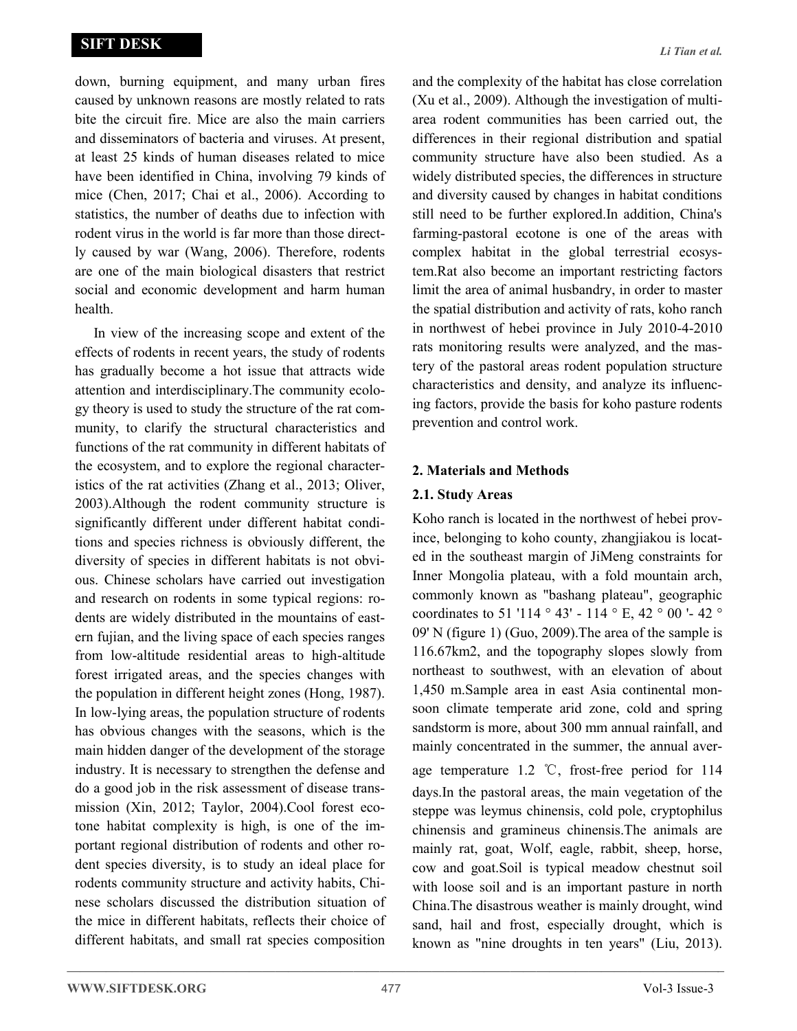down, burning equipment, and many urban fires caused by unknown reasons are mostly related to rats bite the circuit fire. Mice are also the main carriers and disseminators of bacteria and viruses. At present, at least 25 kinds of human diseases related to mice have been identified in China, involving 79 kinds of mice (Chen, 2017; Chai et al., 2006). According to statistics, the number of deaths due to infection with rodent virus in the world is far more than those directly caused by war (Wang, 2006). Therefore, rodents are one of the main biological disasters that restrict social and economic development and harm human health.

In view of the increasing scope and extent of the effects of rodents in recent years, the study of rodents has gradually become a hot issue that attracts wide attention and interdisciplinary.The community ecology theory is used to study the structure of the rat community, to clarify the structural characteristics and functions of the rat community in different habitats of the ecosystem, and to explore the regional characteristics of the rat activities (Zhang et al., 2013; Oliver, 2003).Although the rodent community structure is significantly different under different habitat conditions and species richness is obviously different, the diversity of species in different habitats is not obvious. Chinese scholars have carried out investigation and research on rodents in some typical regions: rodents are widely distributed in the mountains of eastern fujian, and the living space of each species ranges from low-altitude residential areas to high-altitude forest irrigated areas, and the species changes with the population in different height zones (Hong, 1987). In low-lying areas, the population structure of rodents has obvious changes with the seasons, which is the main hidden danger of the development of the storage industry. It is necessary to strengthen the defense and do a good job in the risk assessment of disease transmission (Xin, 2012; Taylor, 2004).Cool forest ecotone habitat complexity is high, is one of the important regional distribution of rodents and other rodent species diversity, is to study an ideal place for rodents community structure and activity habits, Chinese scholars discussed the distribution situation of the mice in different habitats, reflects their choice of different habitats, and small rat species composition and the complexity of the habitat has close correlation (Xu et al., 2009). Although the investigation of multi-area rodent communities has been carried out, the differences in their regional distribution and spatial community structure have also been studied. As a widely distributed species, the differences in structure and diversity caused by changes in habitat conditions still need to be further explored.In addition, China's farming-pastoral ecotone is one of the areas with complex habitat in the global terrestrial ecosystem.Rat also become an important restricting factors limit the area of animal husbandry, in order to master the spatial distribution and activity of rats, koho ranch in northwest of hebei province in July 2010-4-2010 rats monitoring results were analyzed, and the mastery of the pastoral areas rodent population structure characteristics and density, and analyze its influencing factors, provide the basis for koho pasture rodents prevention and control work.

## 2. Materials and Methods

### 2.1. Study Areas

Koho ranch is located in the northwest of hebei province, belonging to koho county, zhangjiakou is located in the southeast margin of JiMeng constraints for Inner Mongolia plateau, with a fold mountain arch, commonly known as "bashang plateau", geographic coordinates to 51 '114 ° 43' - 114 ° E, 42 ° 00 '- 42 ° 09' N (figure 1) (Guo, 2009).The area of the sample is 116.67km2, and the topography slopes slowly from northeast to southwest, with an elevation of about 1,450 m.Sample area in east Asia continental monsoon climate temperate arid zone, cold and spring sandstorm is more, about 300 mm annual rainfall, and mainly concentrated in the summer, the annual average temperature 1.2 ℃, frost-free period for 114 days.In the pastoral areas, the main vegetation of the steppe was leymus chinensis, cold pole, cryptophilus chinensis and gramineus chinensis.The animals are mainly rat, goat, Wolf, eagle, rabbit, sheep, horse, cow and goat.Soil is typical meadow chestnut soil with loose soil and is an important pasture in north China.The disastrous weather is mainly drought, wind sand, hail and frost, especially drought, which is known as "nine droughts in ten years" (Liu, 2013).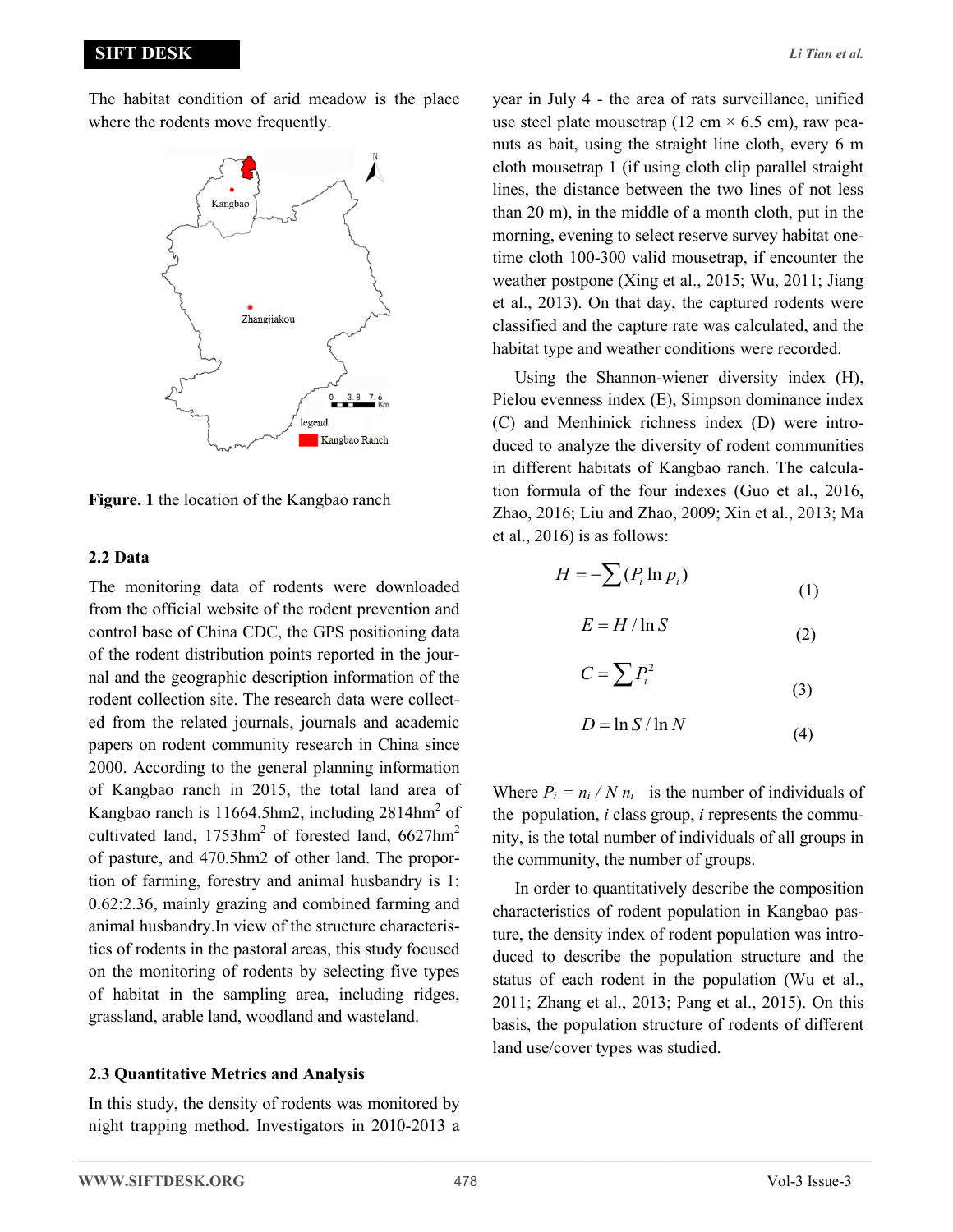The habitat condition of arid meadow is the place where the rodents move frequently.

**Figure. 1** the location of the Kangbao ranch

### 2.2 Data

The monitoring data of rodents were downloaded from the official website of the rodent prevention and control base of China CDC, the GPS positioning data of the rodent distribution points reported in the journal and the geographic description information of the rodent collection site. The research data were collected from the related journals, journals and academic papers on rodent community research in China since 2000. According to the general planning information of Kangbao ranch in 2015, the total land area of Kangbao ranch is 11664.5hm2, including 2814$hm^2$ of cultivated land, 1753$hm^2$ of forested land, 6627$hm^2$ of pasture, and 470.5hm2 of other land. The proportion of farming, forestry and animal husbandry is 1: 0.62:2.36, mainly grazing and combined farming and animal husbandry.In view of the structure characteristics of rodents in the pastoral areas, this study focused on the monitoring of rodents by selecting five types of habitat in the sampling area, including ridges, grassland, arable land, woodland and wasteland.

### 2.3 Quantitative Metrics and Analysis

In this study, the density of rodents was monitored by night trapping method. Investigators in 2010-2013 a year in July 4 - the area of rats surveillance, unified use steel plate mousetrap (12 cm × 6.5 cm), raw peanuts as bait, using the straight line cloth, every 6 m cloth mousetrap 1 (if using cloth clip parallel straight lines, the distance between the two lines of not less than 20 m), in the middle of a month cloth, put in the morning, evening to select reserve survey habitat one-time cloth 100-300 valid mousetrap, if encounter the weather postpone (Xing et al., 2015; Wu, 2011; Jiang et al., 2013). On that day, the captured rodents were classified and the capture rate was calculated, and the habitat type and weather conditions were recorded.

Using the Shannon-wiener diversity index (H), Pielou evenness index (E), Simpson dominance index (C) and Menhinick richness index (D) were introduced to analyze the diversity of rodent communities in different habitats of Kangbao ranch. The calculation formula of the four indexes (Guo et al., 2016, Zhao, 2016; Liu and Zhao, 2009; Xin et al., 2013; Ma et al., 2016) is as follows:

$$H = -\sum (P_i \ln p_i) \tag{1}$$

$$E = H / \ln S \tag{2}$$

$$C = \sum P_i^2 \tag{3}$$

$$D = \ln S / \ln N \tag{4}$$

Where $P_i = n_i / N$ $n_i$ is the number of individuals of the population, $i$ class group, $i$ represents the community, is the total number of individuals of all groups in the community, the number of groups.

In order to quantitatively describe the composition characteristics of rodent population in Kangbao pasture, the density index of rodent population was introduced to describe the population structure and the status of each rodent in the population (Wu et al., 2011; Zhang et al., 2013; Pang et al., 2015). On this basis, the population structure of rodents of different land use/cover types was studied.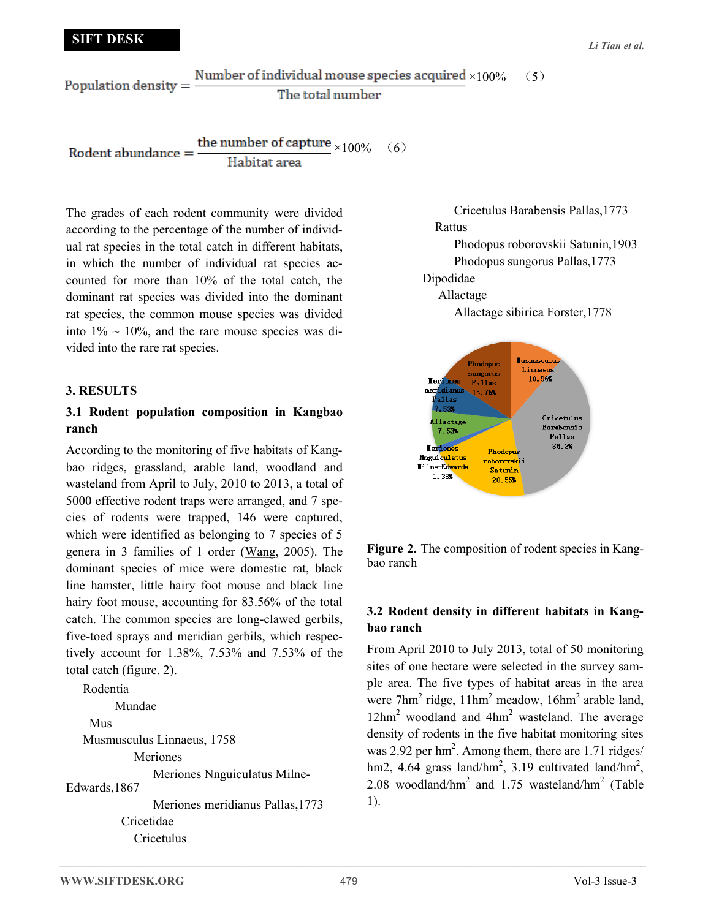$$\text{Population density} = \frac{\text{Number of individual mouse species acquired}}{\text{The total number}} \times 100\% \qquad (5)$$

$$\text{Rodent abundance} = \frac{\text{the number of capture}}{\text{Habitat area}} \times 100\% \qquad (6)$$

The grades of each rodent community were divided according to the percentage of the number of individual rat species in the total catch in different habitats, in which the number of individual rat species accounted for more than 10% of the total catch, the dominant rat species was divided into the dominant rat species, the common mouse species was divided into 1% ~ 10%, and the rare mouse species was divided into the rare rat species.

## 3. RESULTS

### 3.1 Rodent population composition in Kangbao ranch

According to the monitoring of five habitats of Kangbao ridges, grassland, arable land, woodland and wasteland from April to July, 2010 to 2013, a total of 5000 effective rodent traps were arranged, and 7 species of rodents were trapped, 146 were captured, which were identified as belonging to 7 species of 5 genera in 3 families of 1 order (Wang, 2005). The dominant species of mice were domestic rat, black line hamster, little hairy foot mouse and black line hairy foot mouse, accounting for 83.56% of the total catch. The common species are long-clawed gerbils, five-toed sprays and meridian gerbils, which respectively account for 1.38%, 7.53% and 7.53% of the total catch (figure. 2).

Rodentia
- Mundae
  - Mus
    - Musmusculus Linnaeus, 1758
  - Meriones
    - Meriones Nnguiculatus Milne-Edwards,1867
    - Meriones meridianus Pallas,1773
- Cricetidae
  - Cricetulus
    - Cricetulus Barabensis Pallas,1773
  - Rattus
    - Phodopus roborovskii Satunin,1903
    - Phodopus sungorus Pallas,1773
- Dipodidae
  - Allactage
    - Allactage sibirica Forster,1778

**Figure 2.** The composition of rodent species in Kangbao ranch

### 3.2 Rodent density in different habitats in Kangbao ranch

From April 2010 to July 2013, total of 50 monitoring sites of one hectare were selected in the survey sample area. The five types of habitat areas in the area were 7hm$^2$ ridge, 11hm$^2$ meadow, 16hm$^2$ arable land, 12hm$^2$ woodland and 4hm$^2$ wasteland. The average density of rodents in the five habitat monitoring sites was 2.92 per hm$^2$. Among them, there are 1.71 ridges/hm2, 4.64 grass land/hm$^2$, 3.19 cultivated land/hm$^2$, 2.08 woodland/hm$^2$ and 1.75 wasteland/hm$^2$ (Table 1).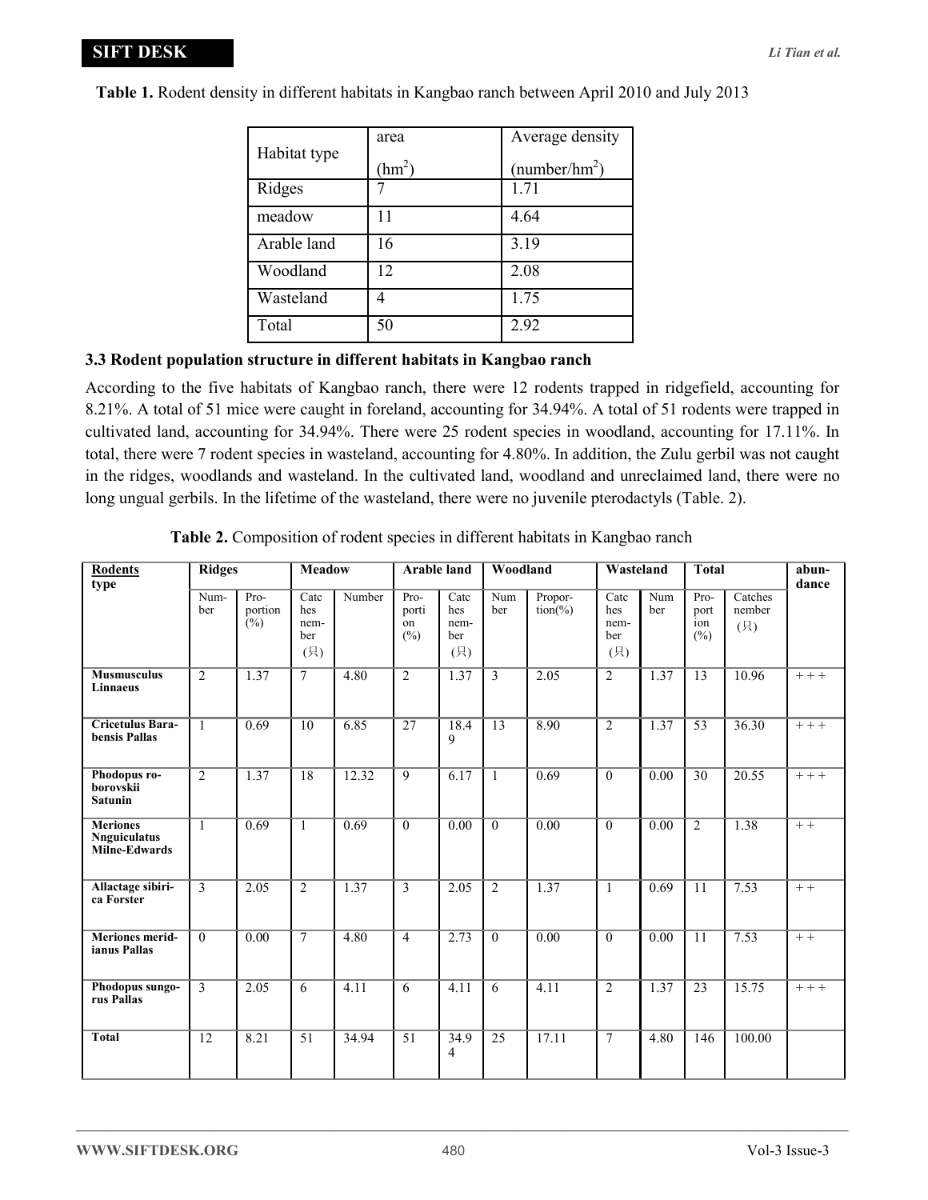**Table 1.** Rodent density in different habitats in Kangbao ranch between April 2010 and July 2013

| Habitat type | area ($hm^2$) | Average density (number/$hm^2$) |
|---|---|---|
| Ridges | 7 | 1.71 |
| meadow | 11 | 4.64 |
| Arable land | 16 | 3.19 |
| Woodland | 12 | 2.08 |
| Wasteland | 4 | 1.75 |
| Total | 50 | 2.92 |

### 3.3 Rodent population structure in different habitats in Kangbao ranch

According to the five habitats of Kangbao ranch, there were 12 rodents trapped in ridgefield, accounting for 8.21%. A total of 51 mice were caught in foreland, accounting for 34.94%. A total of 51 rodents were trapped in cultivated land, accounting for 34.94%. There were 25 rodent species in woodland, accounting for 17.11%. In total, there were 7 rodent species in wasteland, accounting for 4.80%. In addition, the Zulu gerbil was not caught in the ridges, woodlands and wasteland. In the cultivated land, woodland and unreclaimed land, there were no long ungual gerbils. In the lifetime of the wasteland, there were no juvenile pterodactyls (Table. 2).

**Table 2.** Composition of rodent species in different habitats in Kangbao ranch

| Rodents type | Ridges | | Meadow | | Arable land | | Woodland | | Wasteland | | Total | | abundance |
|---|---|---|---|---|---|---|---|---|---|---|---|---|---|
| | Number | Proportion (%) | Catches nember (只) | Number | Proportion (%) | Catches nember (只) | Number | Proportion(%) | Catches nember (只) | Number | Proportion (%) | Catches nember (只) | |
| **Musmusculus Linnaeus** | 2 | 1.37 | 7 | 4.80 | 2 | 1.37 | 3 | 2.05 | 2 | 1.37 | 13 | 10.96 | + + + |
| **Cricetulus Barabensis Pallas** | 1 | 0.69 | 10 | 6.85 | 27 | 18.49 | 13 | 8.90 | 2 | 1.37 | 53 | 36.30 | + + + |
| **Phodopus roborovskii Satunin** | 2 | 1.37 | 18 | 12.32 | 9 | 6.17 | 1 | 0.69 | 0 | 0.00 | 30 | 20.55 | + + + |
| **Meriones Nnguiculatus Milne-Edwards** | 1 | 0.69 | 1 | 0.69 | 0 | 0.00 | 0 | 0.00 | 0 | 0.00 | 2 | 1.38 | + + |
| **Allactage sibirica Forster** | 3 | 2.05 | 2 | 1.37 | 3 | 2.05 | 2 | 1.37 | 1 | 0.69 | 11 | 7.53 | + + |
| **Meriones meridianus Pallas** | 0 | 0.00 | 7 | 4.80 | 4 | 2.73 | 0 | 0.00 | 0 | 0.00 | 11 | 7.53 | + + |
| **Phodopus sungorus Pallas** | 3 | 2.05 | 6 | 4.11 | 6 | 4.11 | 6 | 4.11 | 2 | 1.37 | 23 | 15.75 | + + + |
| **Total** | 12 | 8.21 | 51 | 34.94 | 51 | 34.94 | 25 | 17.11 | 7 | 4.80 | 146 | 100.00 | |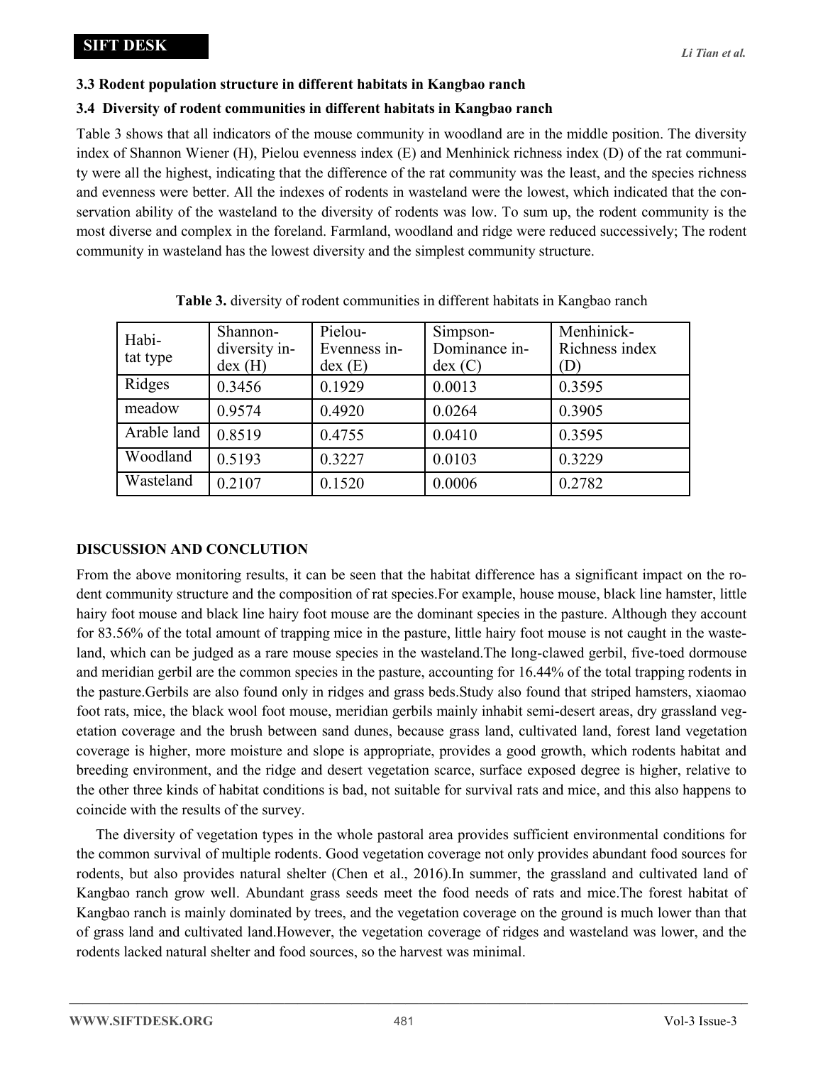### 3.3 Rodent population structure in different habitats in Kangbao ranch

### 3.4 Diversity of rodent communities in different habitats in Kangbao ranch

Table 3 shows that all indicators of the mouse community in woodland are in the middle position. The diversity index of Shannon Wiener (H), Pielou evenness index (E) and Menhinick richness index (D) of the rat community were all the highest, indicating that the difference of the rat community was the least, and the species richness and evenness were better. All the indexes of rodents in wasteland were the lowest, which indicated that the conservation ability of the wasteland to the diversity of rodents was low. To sum up, the rodent community is the most diverse and complex in the foreland. Farmland, woodland and ridge were reduced successively; The rodent community in wasteland has the lowest diversity and the simplest community structure.

**Table 3.** diversity of rodent communities in different habitats in Kangbao ranch

| Habitat type | Shannon-diversity index (H) | Pielou-Evenness index (E) | Simpson-Dominance index (C) | Menhinick-Richness index (D) |
|---|---|---|---|---|
| Ridges | 0.3456 | 0.1929 | 0.0013 | 0.3595 |
| meadow | 0.9574 | 0.4920 | 0.0264 | 0.3905 |
| Arable land | 0.8519 | 0.4755 | 0.0410 | 0.3595 |
| Woodland | 0.5193 | 0.3227 | 0.0103 | 0.3229 |
| Wasteland | 0.2107 | 0.1520 | 0.0006 | 0.2782 |

## DISCUSSION AND CONCLUTION

From the above monitoring results, it can be seen that the habitat difference has a significant impact on the rodent community structure and the composition of rat species.For example, house mouse, black line hamster, little hairy foot mouse and black line hairy foot mouse are the dominant species in the pasture. Although they account for 83.56% of the total amount of trapping mice in the pasture, little hairy foot mouse is not caught in the wasteland, which can be judged as a rare mouse species in the wasteland.The long-clawed gerbil, five-toed dormouse and meridian gerbil are the common species in the pasture, accounting for 16.44% of the total trapping rodents in the pasture.Gerbils are also found only in ridges and grass beds.Study also found that striped hamsters, xiaomao foot rats, mice, the black wool foot mouse, meridian gerbils mainly inhabit semi-desert areas, dry grassland vegetation coverage and the brush between sand dunes, because grass land, cultivated land, forest land vegetation coverage is higher, more moisture and slope is appropriate, provides a good growth, which rodents habitat and breeding environment, and the ridge and desert vegetation scarce, surface exposed degree is higher, relative to the other three kinds of habitat conditions is bad, not suitable for survival rats and mice, and this also happens to coincide with the results of the survey.

The diversity of vegetation types in the whole pastoral area provides sufficient environmental conditions for the common survival of multiple rodents. Good vegetation coverage not only provides abundant food sources for rodents, but also provides natural shelter (Chen et al., 2016).In summer, the grassland and cultivated land of Kangbao ranch grow well. Abundant grass seeds meet the food needs of rats and mice.The forest habitat of Kangbao ranch is mainly dominated by trees, and the vegetation coverage on the ground is much lower than that of grass land and cultivated land.However, the vegetation coverage of ridges and wasteland was lower, and the rodents lacked natural shelter and food sources, so the harvest was minimal.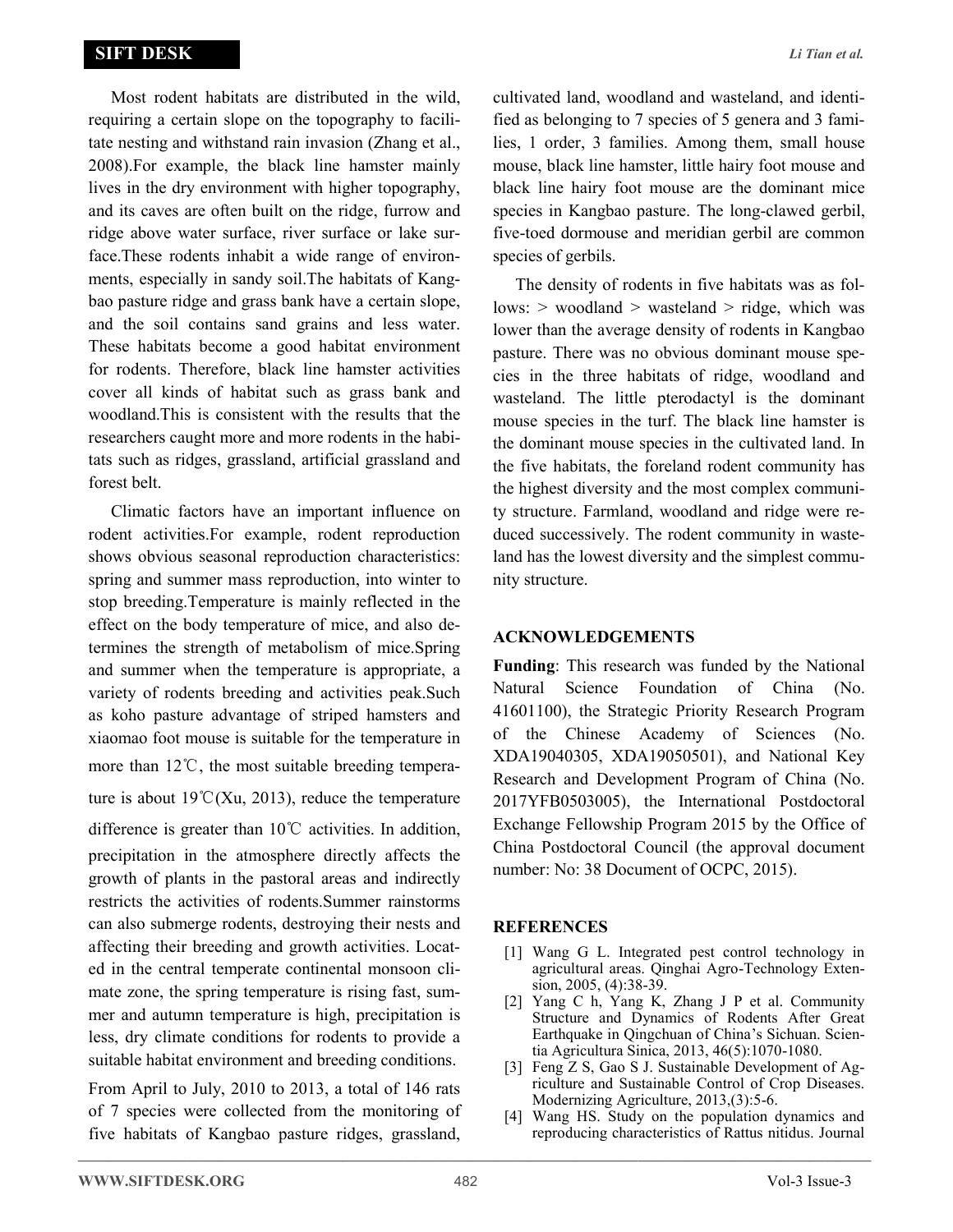Most rodent habitats are distributed in the wild, requiring a certain slope on the topography to facilitate nesting and withstand rain invasion (Zhang et al., 2008).For example, the black line hamster mainly lives in the dry environment with higher topography, and its caves are often built on the ridge, furrow and ridge above water surface, river surface or lake surface.These rodents inhabit a wide range of environments, especially in sandy soil.The habitats of Kangbao pasture ridge and grass bank have a certain slope, and the soil contains sand grains and less water. These habitats become a good habitat environment for rodents. Therefore, black line hamster activities cover all kinds of habitat such as grass bank and woodland.This is consistent with the results that the researchers caught more and more rodents in the habitats such as ridges, grassland, artificial grassland and forest belt.

Climatic factors have an important influence on rodent activities.For example, rodent reproduction shows obvious seasonal reproduction characteristics: spring and summer mass reproduction, into winter to stop breeding.Temperature is mainly reflected in the effect on the body temperature of mice, and also determines the strength of metabolism of mice.Spring and summer when the temperature is appropriate, a variety of rodents breeding and activities peak.Such as koho pasture advantage of striped hamsters and xiaomao foot mouse is suitable for the temperature in more than 12℃, the most suitable breeding temperature is about 19℃(Xu, 2013), reduce the temperature difference is greater than 10℃ activities. In addition, precipitation in the atmosphere directly affects the growth of plants in the pastoral areas and indirectly restricts the activities of rodents.Summer rainstorms can also submerge rodents, destroying their nests and affecting their breeding and growth activities. Located in the central temperate continental monsoon climate zone, the spring temperature is rising fast, summer and autumn temperature is high, precipitation is less, dry climate conditions for rodents to provide a suitable habitat environment and breeding conditions.

From April to July, 2010 to 2013, a total of 146 rats of 7 species were collected from the monitoring of five habitats of Kangbao pasture ridges, grassland, cultivated land, woodland and wasteland, and identified as belonging to 7 species of 5 genera and 3 families, 1 order, 3 families. Among them, small house mouse, black line hamster, little hairy foot mouse and black line hairy foot mouse are the dominant mice species in Kangbao pasture. The long-clawed gerbil, five-toed dormouse and meridian gerbil are common species of gerbils.

The density of rodents in five habitats was as follows: > woodland > wasteland > ridge, which was lower than the average density of rodents in Kangbao pasture. There was no obvious dominant mouse species in the three habitats of ridge, woodland and wasteland. The little pterodactyl is the dominant mouse species in the turf. The black line hamster is the dominant mouse species in the cultivated land. In the five habitats, the foreland rodent community has the highest diversity and the most complex community structure. Farmland, woodland and ridge were reduced successively. The rodent community in wasteland has the lowest diversity and the simplest community structure.

## ACKNOWLEDGEMENTS

**Funding**: This research was funded by the National Natural Science Foundation of China (No. 41601100), the Strategic Priority Research Program of the Chinese Academy of Sciences (No. XDA19040305, XDA19050501), and National Key Research and Development Program of China (No. 2017YFB0503005), the International Postdoctoral Exchange Fellowship Program 2015 by the Office of China Postdoctoral Council (the approval document number: No: 38 Document of OCPC, 2015).

## REFERENCES

[1] Wang G L. Integrated pest control technology in agricultural areas. Qinghai Agro-Technology Extension, 2005, (4):38-39.

[2] Yang C h, Yang K, Zhang J P et al. Community Structure and Dynamics of Rodents After Great Earthquake in Qingchuan of China's Sichuan. Scientia Agricultura Sinica, 2013, 46(5):1070-1080.

[3] Feng Z S, Gao S J. Sustainable Development of Agriculture and Sustainable Control of Crop Diseases. Modernizing Agriculture, 2013,(3):5-6.

[4] Wang HS. Study on the population dynamics and reproducing characteristics of Rattus nitidus. Journal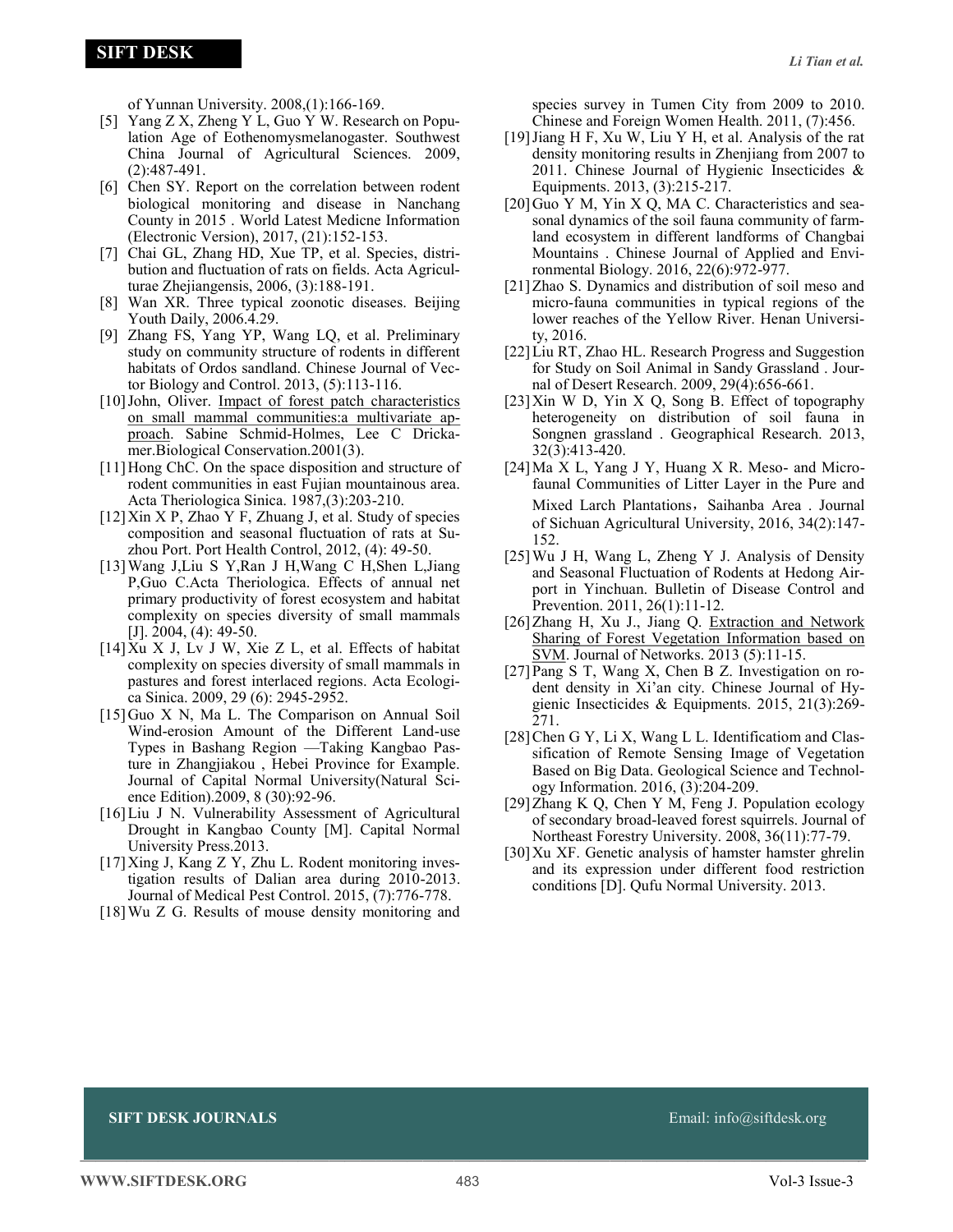of Yunnan University. 2008,(1):166-169.

[5] Yang Z X, Zheng Y L, Guo Y W. Research on Population Age of Eothenomysmelanogaster. Southwest China Journal of Agricultural Sciences. 2009, (2):487-491.

[6] Chen SY. Report on the correlation between rodent biological monitoring and disease in Nanchang County in 2015 . World Latest Medicne Information (Electronic Version), 2017, (21):152-153.

[7] Chai GL, Zhang HD, Xue TP, et al. Species, distribution and fluctuation of rats on fields. Acta Agriculturae Zhejiangensis, 2006, (3):188-191.

[8] Wan XR. Three typical zoonotic diseases. Beijing Youth Daily, 2006.4.29.

[9] Zhang FS, Yang YP, Wang LQ, et al. Preliminary study on community structure of rodents in different habitats of Ordos sandland. Chinese Journal of Vector Biology and Control. 2013, (5):113-116.

[10] John, Oliver. Impact of forest patch characteristics on small mammal communities:a multivariate approach. Sabine Schmid-Holmes, Lee C Drickamer.Biological Conservation.2001(3).

[11] Hong ChC. On the space disposition and structure of rodent communities in east Fujian mountainous area. Acta Theriologica Sinica. 1987,(3):203-210.

[12] Xin X P, Zhao Y F, Zhuang J, et al. Study of species composition and seasonal fluctuation of rats at Suzhou Port. Port Health Control, 2012, (4): 49-50.

[13] Wang J,Liu S Y,Ran J H,Wang C H,Shen L,Jiang P,Guo C.Acta Theriologica. Effects of annual net primary productivity of forest ecosystem and habitat complexity on species diversity of small mammals [J]. 2004, (4): 49-50.

[14] Xu X J, Lv J W, Xie Z L, et al. Effects of habitat complexity on species diversity of small mammals in pastures and forest interlaced regions. Acta Ecologica Sinica. 2009, 29 (6): 2945-2952.

[15] Guo X N, Ma L. The Comparison on Annual Soil Wind-erosion Amount of the Different Land-use Types in Bashang Region —Taking Kangbao Pasture in Zhangjiakou , Hebei Province for Example. Journal of Capital Normal University(Natural Science Edition).2009, 8 (30):92-96.

[16] Liu J N. Vulnerability Assessment of Agricultural Drought in Kangbao County [M]. Capital Normal University Press.2013.

[17] Xing J, Kang Z Y, Zhu L. Rodent monitoring investigation results of Dalian area during 2010-2013. Journal of Medical Pest Control. 2015, (7):776-778.

[18] Wu Z G. Results of mouse density monitoring and species survey in Tumen City from 2009 to 2010. Chinese and Foreign Women Health. 2011, (7):456.

[19] Jiang H F, Xu W, Liu Y H, et al. Analysis of the rat density monitoring results in Zhenjiang from 2007 to 2011. Chinese Journal of Hygienic Insecticides & Equipments. 2013, (3):215-217.

[20] Guo Y M, Yin X Q, MA C. Characteristics and seasonal dynamics of the soil fauna community of farmland ecosystem in different landforms of Changbai Mountains . Chinese Journal of Applied and Environmental Biology. 2016, 22(6):972-977.

[21] Zhao S. Dynamics and distribution of soil meso and micro-fauna communities in typical regions of the lower reaches of the Yellow River. Henan University, 2016.

[22] Liu RT, Zhao HL. Research Progress and Suggestion for Study on Soil Animal in Sandy Grassland . Journal of Desert Research. 2009, 29(4):656-661.

[23] Xin W D, Yin X Q, Song B. Effect of topography heterogeneity on distribution of soil fauna in Songnen grassland . Geographical Research. 2013, 32(3):413-420.

[24] Ma X L, Yang J Y, Huang X R. Meso- and Microfaunal Communities of Litter Layer in the Pure and Mixed Larch Plantations，Saihanba Area . Journal of Sichuan Agricultural University, 2016, 34(2):147-152.

[25] Wu J H, Wang L, Zheng Y J. Analysis of Density and Seasonal Fluctuation of Rodents at Hedong Airport in Yinchuan. Bulletin of Disease Control and Prevention. 2011, 26(1):11-12.

[26] Zhang H, Xu J., Jiang Q. Extraction and Network Sharing of Forest Vegetation Information based on SVM. Journal of Networks. 2013 (5):11-15.

[27] Pang S T, Wang X, Chen B Z. Investigation on rodent density in Xi'an city. Chinese Journal of Hygienic Insecticides & Equipments. 2015, 21(3):269-271.

[28] Chen G Y, Li X, Wang L L. Identificatiom and Classification of Remote Sensing Image of Vegetation Based on Big Data. Geological Science and Technology Information. 2016, (3):204-209.

[29] Zhang K Q, Chen Y M, Feng J. Population ecology of secondary broad-leaved forest squirrels. Journal of Northeast Forestry University. 2008, 36(11):77-79.

[30] Xu XF. Genetic analysis of hamster hamster ghrelin and its expression under different food restriction conditions [D]. Qufu Normal University. 2013.